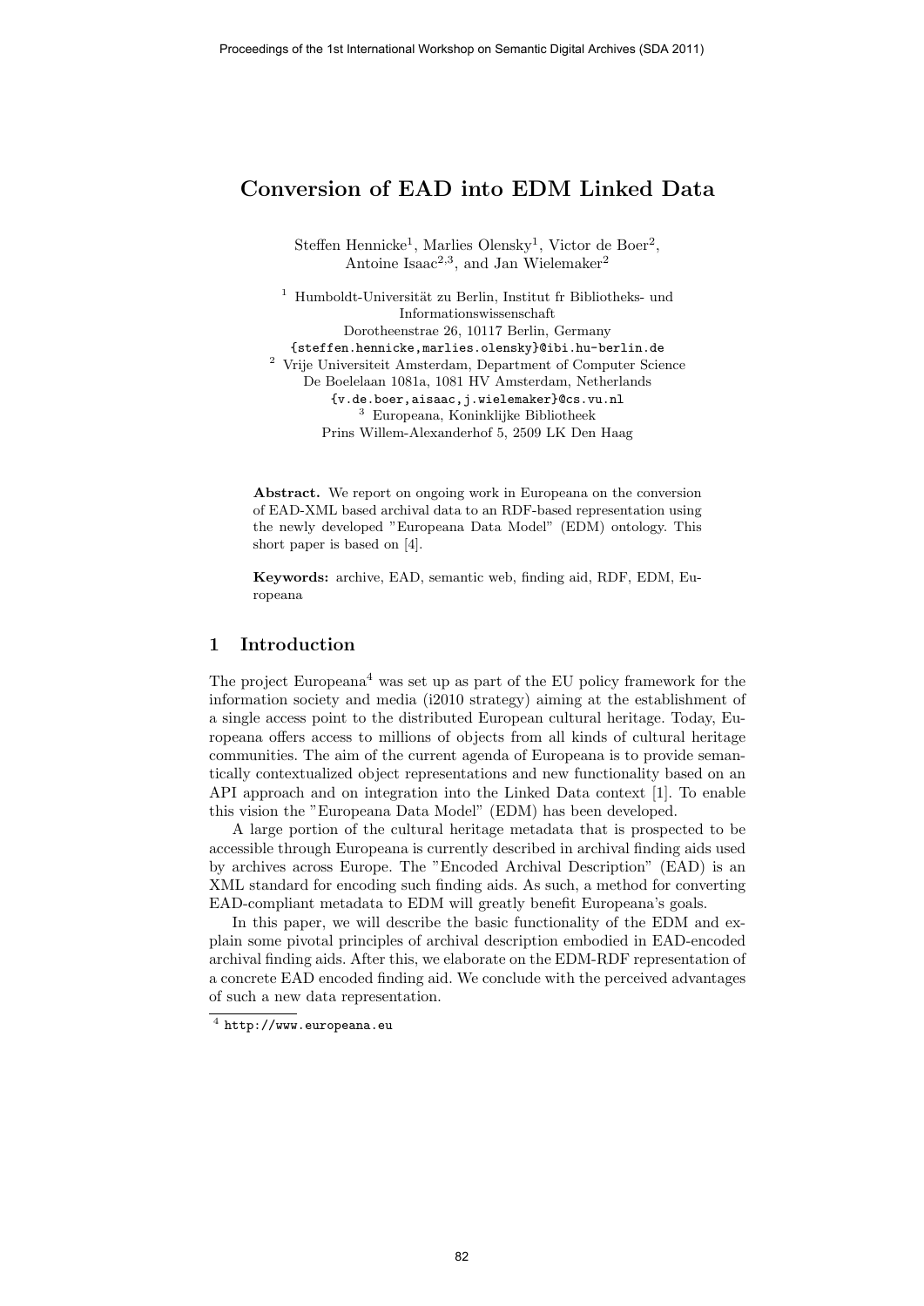# Conversion of EAD into EDM Linked Data

Steffen Hennicke[1], Marlies Olensky[1], Victor de Boer[2], Antoine Isaac[2,3], and Jan Wielemaker[2]

[1] Humboldt-Universität zu Berlin, Institut fr Bibliotheks- und Informationswissenschaft
Dorotheenstrae 26, 10117 Berlin, Germany
{steffen.hennicke,marlies.olensky}@ibi.hu-berlin.de

[2] Vrije Universiteit Amsterdam, Department of Computer Science
De Boelelaan 1081a, 1081 HV Amsterdam, Netherlands
{v.de.boer,aisaac,j.wielemaker}@cs.vu.nl

[3] Europeana, Koninklijke Bibliotheek
Prins Willem-Alexanderhof 5, 2509 LK Den Haag

**Abstract.** We report on ongoing work in Europeana on the conversion of EAD-XML based archival data to an RDF-based representation using the newly developed "Europeana Data Model" (EDM) ontology. This short paper is based on [4].

**Keywords:** archive, EAD, semantic web, finding aid, RDF, EDM, Europeana

## 1 Introduction

The project Europeana[4] was set up as part of the EU policy framework for the information society and media (i2010 strategy) aiming at the establishment of a single access point to the distributed European cultural heritage. Today, Europeana offers access to millions of objects from all kinds of cultural heritage communities. The aim of the current agenda of Europeana is to provide semantically contextualized object representations and new functionality based on an API approach and on integration into the Linked Data context [1]. To enable this vision the "Europeana Data Model" (EDM) has been developed.

A large portion of the cultural heritage metadata that is prospected to be accessible through Europeana is currently described in archival finding aids used by archives across Europe. The "Encoded Archival Description" (EAD) is an XML standard for encoding such finding aids. As such, a method for converting EAD-compliant metadata to EDM will greatly benefit Europeana's goals.

In this paper, we will describe the basic functionality of the EDM and explain some pivotal principles of archival description embodied in EAD-encoded archival finding aids. After this, we elaborate on the EDM-RDF representation of a concrete EAD encoded finding aid. We conclude with the perceived advantages of such a new data representation.

[4] http://www.europeana.eu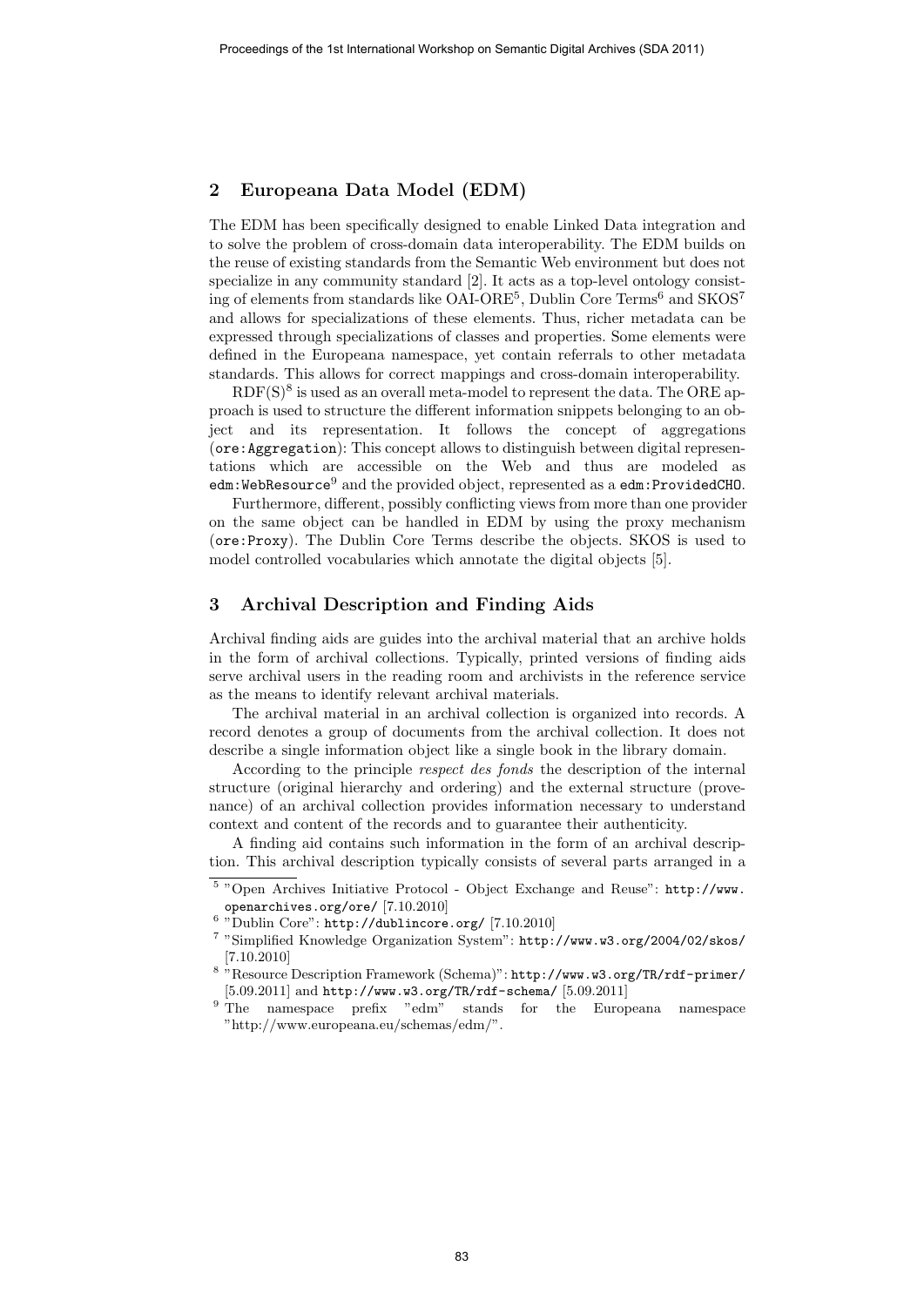## 2 Europeana Data Model (EDM)

The EDM has been specifically designed to enable Linked Data integration and to solve the problem of cross-domain data interoperability. The EDM builds on the reuse of existing standards from the Semantic Web environment but does not specialize in any community standard [2]. It acts as a top-level ontology consisting of elements from standards like OAI-ORE[5], Dublin Core Terms[6] and SKOS[7] and allows for specializations of these elements. Thus, richer metadata can be expressed through specializations of classes and properties. Some elements were defined in the Europeana namespace, yet contain referrals to other metadata standards. This allows for correct mappings and cross-domain interoperability.

RDF(S)[8] is used as an overall meta-model to represent the data. The ORE approach is used to structure the different information snippets belonging to an object and its representation. It follows the concept of aggregations (`ore:Aggregation`): This concept allows to distinguish between digital representations which are accessible on the Web and thus are modeled as `edm:WebResource`[9] and the provided object, represented as a `edm:ProvidedCHO`.

Furthermore, different, possibly conflicting views from more than one provider on the same object can be handled in EDM by using the proxy mechanism (`ore:Proxy`). The Dublin Core Terms describe the objects. SKOS is used to model controlled vocabularies which annotate the digital objects [5].

## 3 Archival Description and Finding Aids

Archival finding aids are guides into the archival material that an archive holds in the form of archival collections. Typically, printed versions of finding aids serve archival users in the reading room and archivists in the reference service as the means to identify relevant archival materials.

The archival material in an archival collection is organized into records. A record denotes a group of documents from the archival collection. It does not describe a single information object like a single book in the library domain.

According to the principle *respect des fonds* the description of the internal structure (original hierarchy and ordering) and the external structure (provenance) of an archival collection provides information necessary to understand context and content of the records and to guarantee their authenticity.

A finding aid contains such information in the form of an archival description. This archival description typically consists of several parts arranged in a

[5] "Open Archives Initiative Protocol - Object Exchange and Reuse": `http://www.openarchives.org/ore/` [7.10.2010]

[6] "Dublin Core": `http://dublincore.org/` [7.10.2010]

[7] "Simplified Knowledge Organization System": `http://www.w3.org/2004/02/skos/` [7.10.2010]

[8] "Resource Description Framework (Schema)": `http://www.w3.org/TR/rdf-primer/` [5.09.2011] and `http://www.w3.org/TR/rdf-schema/` [5.09.2011]

[9] The namespace prefix "edm" stands for the Europeana namespace "http://www.europeana.eu/schemas/edm/".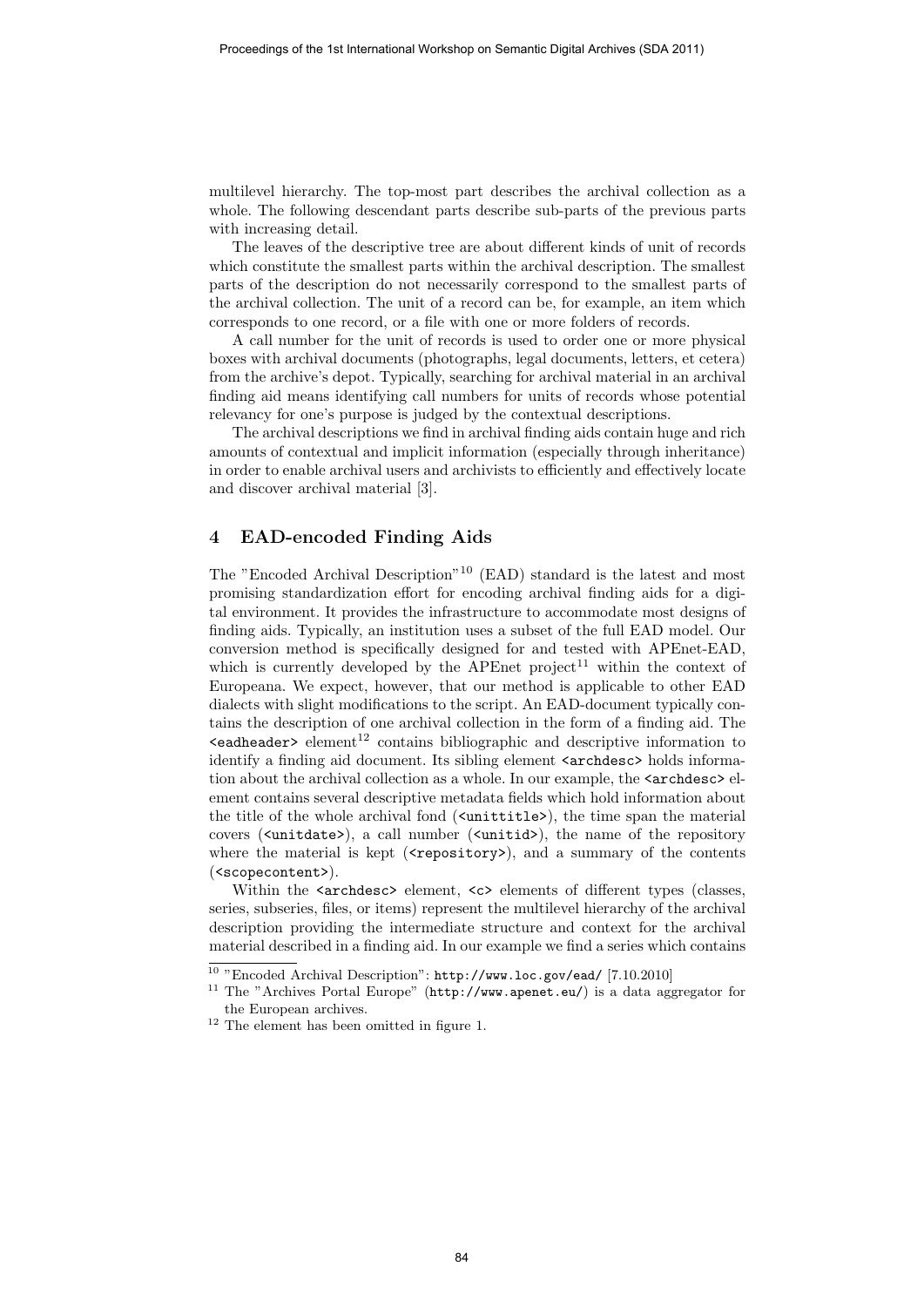multilevel hierarchy. The top-most part describes the archival collection as a whole. The following descendant parts describe sub-parts of the previous parts with increasing detail.

The leaves of the descriptive tree are about different kinds of unit of records which constitute the smallest parts within the archival description. The smallest parts of the description do not necessarily correspond to the smallest parts of the archival collection. The unit of a record can be, for example, an item which corresponds to one record, or a file with one or more folders of records.

A call number for the unit of records is used to order one or more physical boxes with archival documents (photographs, legal documents, letters, et cetera) from the archive's depot. Typically, searching for archival material in an archival finding aid means identifying call numbers for units of records whose potential relevancy for one's purpose is judged by the contextual descriptions.

The archival descriptions we find in archival finding aids contain huge and rich amounts of contextual and implicit information (especially through inheritance) in order to enable archival users and archivists to efficiently and effectively locate and discover archival material [3].

## 4 EAD-encoded Finding Aids

The "Encoded Archival Description"[10] (EAD) standard is the latest and most promising standardization effort for encoding archival finding aids for a digital environment. It provides the infrastructure to accommodate most designs of finding aids. Typically, an institution uses a subset of the full EAD model. Our conversion method is specifically designed for and tested with APEnet-EAD, which is currently developed by the APEnet project[11] within the context of Europeana. We expect, however, that our method is applicable to other EAD dialects with slight modifications to the script. An EAD-document typically contains the description of one archival collection in the form of a finding aid. The `<eadheader>` element[12] contains bibliographic and descriptive information to identify a finding aid document. Its sibling element `<archdesc>` holds information about the archival collection as a whole. In our example, the `<archdesc>` element contains several descriptive metadata fields which hold information about the title of the whole archival fond (`<unittitle>`), the time span the material covers (`<unitdate>`), a call number (`<unitid>`), the name of the repository where the material is kept (`<repository>`), and a summary of the contents (`<scopecontent>`).

Within the `<archdesc>` element, `<c>` elements of different types (classes, series, subseries, files, or items) represent the multilevel hierarchy of the archival description providing the intermediate structure and context for the archival material described in a finding aid. In our example we find a series which contains

---

[10] "Encoded Archival Description": http://www.loc.gov/ead/ [7.10.2010]

[11] The "Archives Portal Europe" (http://www.apenet.eu/) is a data aggregator for the European archives.

[12] The element has been omitted in figure 1.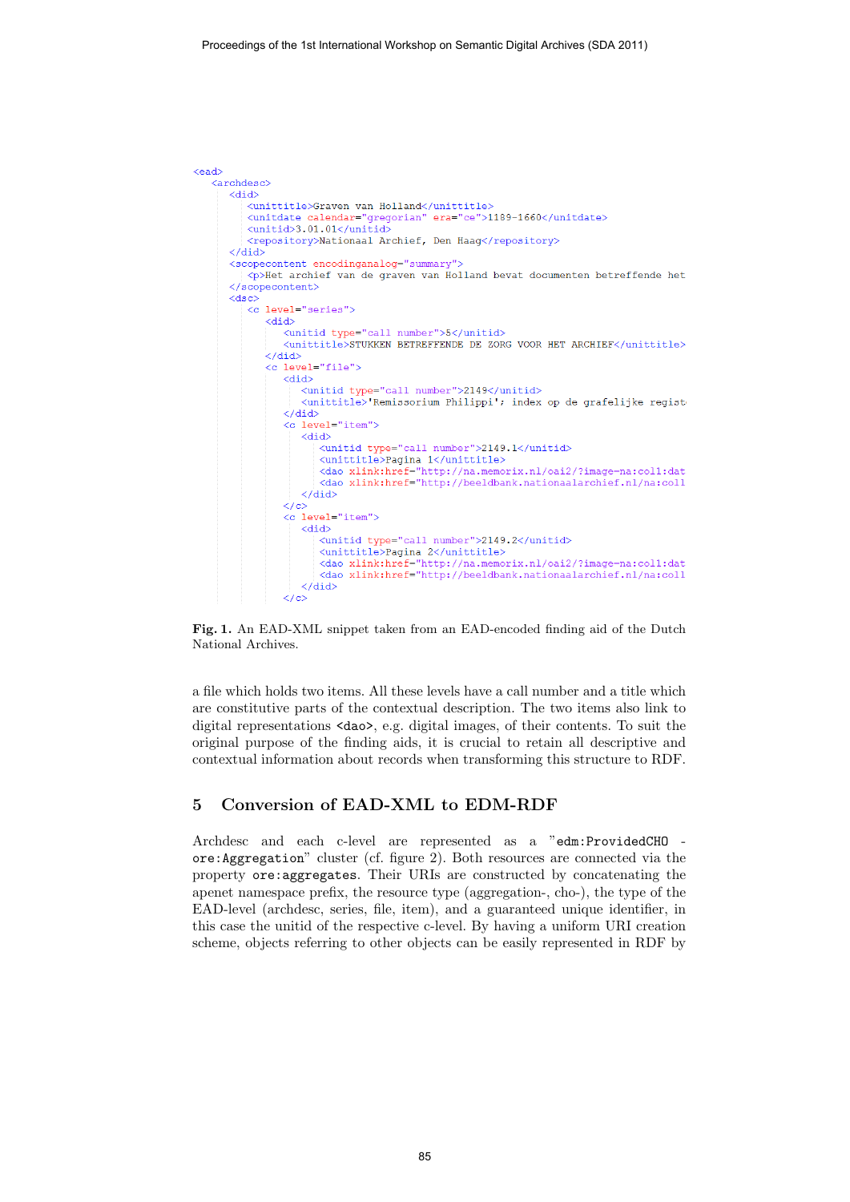```xml
<ead>
  <archdesc>
    <did>
      <unittitle>Graven van Holland</unittitle>
      <unitdate calendar="gregorian" era="ce">1189-1660</unitdate>
      <unitid>3.01.01</unitid>
      <repository>Nationaal Archief, Den Haag</repository>
    </did>
    <scopecontent encodinganalog="summary">
      <p>Het archief van de graven van Holland bevat documenten betreffende het
    </scopecontent>
    <dsc>
      <c level="series">
        <did>
          <unitid type="call number">5</unitid>
          <unittitle>STUKKEN BETREFFENDE DE ZORG VOOR HET ARCHIEF</unittitle>
        </did>
        <c level="file">
          <did>
            <unitid type="call number">2149</unitid>
            <unittitle>'Remissorium Philippi'; index op de grafelijke regist
          </did>
          <c level="item">
            <did>
              <unitid type="call number">2149.1</unitid>
              <unittitle>Pagina 1</unittitle>
              <dao xlink:href="http://na.memorix.nl/oai2/?image=na:col1:dat
              <dao xlink:href="http://beeldbank.nationaalarchief.nl/na:col1
            </did>
          </c>
          <c level="item">
            <did>
              <unitid type="call number">2149.2</unitid>
              <unittitle>Pagina 2</unittitle>
              <dao xlink:href="http://na.memorix.nl/oai2/?image=na:col1:dat
              <dao xlink:href="http://beeldbank.nationaalarchief.nl/na:col1
            </did>
          </c>
```

**Fig. 1.** An EAD-XML snippet taken from an EAD-encoded finding aid of the Dutch National Archives.

a file which holds two items. All these levels have a call number and a title which are constitutive parts of the contextual description. The two items also link to digital representations `<dao>`, e.g. digital images, of their contents. To suit the original purpose of the finding aids, it is crucial to retain all descriptive and contextual information about records when transforming this structure to RDF.

## 5 Conversion of EAD-XML to EDM-RDF

Archdesc and each c-level are represented as a "`edm:ProvidedCHO` - `ore:Aggregation`" cluster (cf. figure 2). Both resources are connected via the property `ore:aggregates`. Their URIs are constructed by concatenating the apenet namespace prefix, the resource type (aggregation-, cho-), the type of the EAD-level (archdesc, series, file, item), and a guaranteed unique identifier, in this case the unitid of the respective c-level. By having a uniform URI creation scheme, objects referring to other objects can be easily represented in RDF by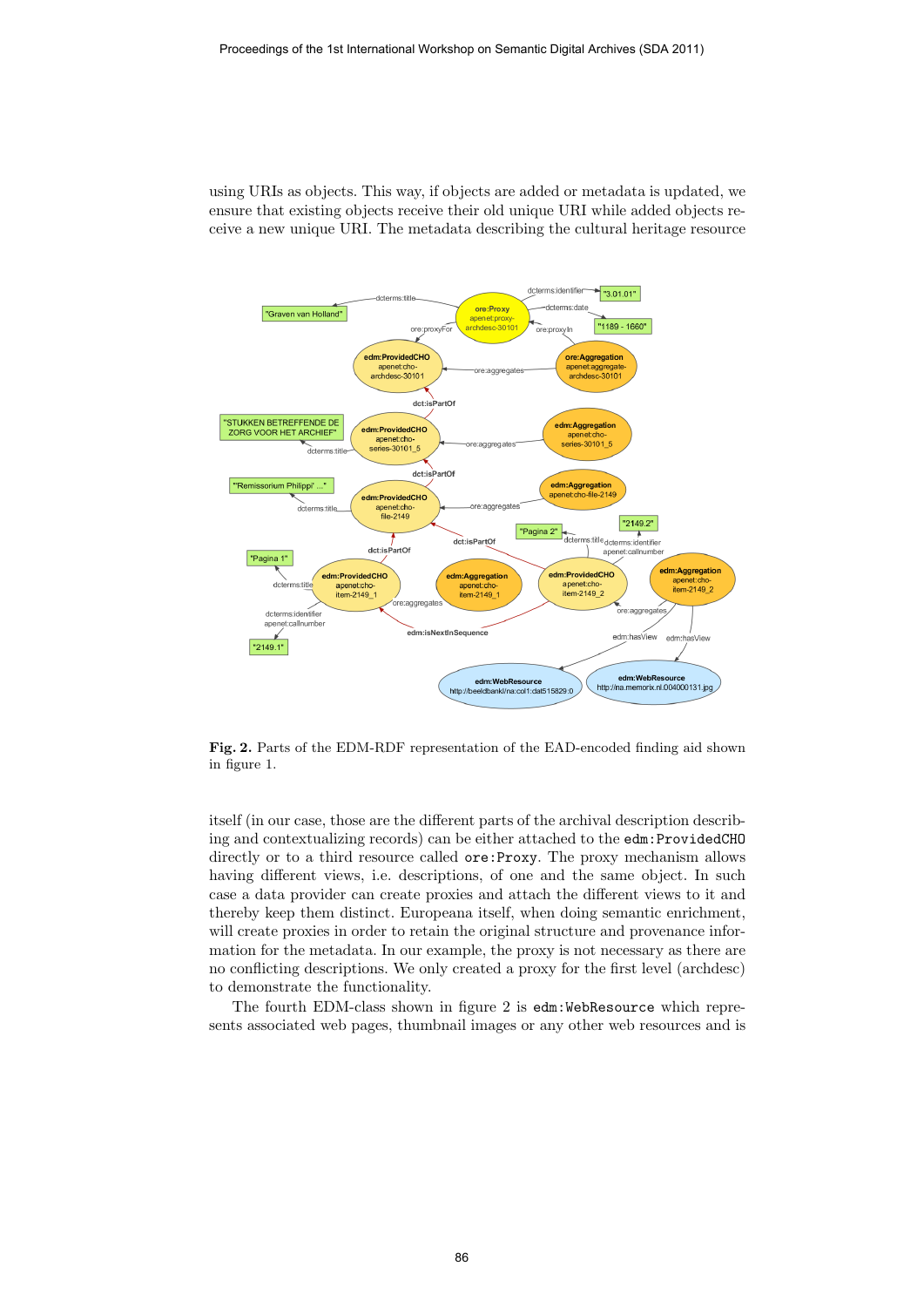using URIs as objects. This way, if objects are added or metadata is updated, we ensure that existing objects receive their old unique URI while added objects receive a new unique URI. The metadata describing the cultural heritage resource

**Fig. 2.** Parts of the EDM-RDF representation of the EAD-encoded finding aid shown in figure 1.

itself (in our case, those are the different parts of the archival description describing and contextualizing records) can be either attached to the `edm:ProvidedCHO` directly or to a third resource called `ore:Proxy`. The proxy mechanism allows having different views, i.e. descriptions, of one and the same object. In such case a data provider can create proxies and attach the different views to it and thereby keep them distinct. Europeana itself, when doing semantic enrichment, will create proxies in order to retain the original structure and provenance information for the metadata. In our example, the proxy is not necessary as there are no conflicting descriptions. We only created a proxy for the first level (archdesc) to demonstrate the functionality.

The fourth EDM-class shown in figure 2 is `edm:WebResource` which represents associated web pages, thumbnail images or any other web resources and is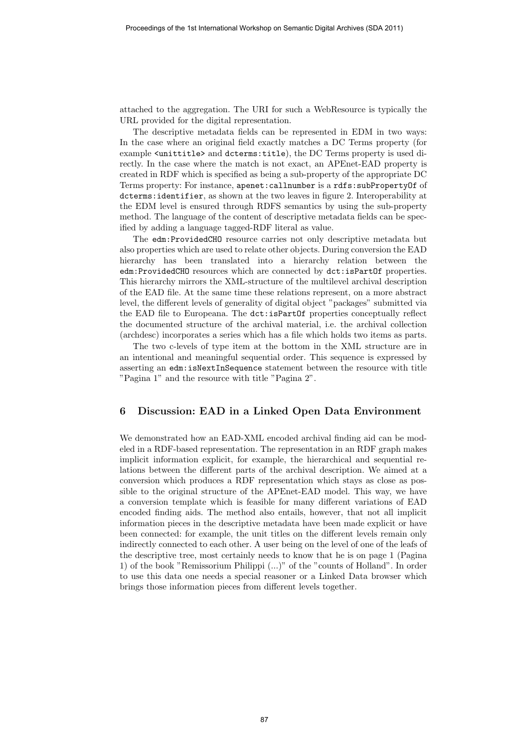attached to the aggregation. The URI for such a WebResource is typically the URL provided for the digital representation.

The descriptive metadata fields can be represented in EDM in two ways: In the case where an original field exactly matches a DC Terms property (for example `<unittitle>` and `dcterms:title`), the DC Terms property is used directly. In the case where the match is not exact, an APEnet-EAD property is created in RDF which is specified as being a sub-property of the appropriate DC Terms property: For instance, `apenet:callnumber` is a `rdfs:subPropertyOf` of `dcterms:identifier`, as shown at the two leaves in figure 2. Interoperability at the EDM level is ensured through RDFS semantics by using the sub-property method. The language of the content of descriptive metadata fields can be specified by adding a language tagged-RDF literal as value.

The `edm:ProvidedCHO` resource carries not only descriptive metadata but also properties which are used to relate other objects. During conversion the EAD hierarchy has been translated into a hierarchy relation between the `edm:ProvidedCHO` resources which are connected by `dct:isPartOf` properties. This hierarchy mirrors the XML-structure of the multilevel archival description of the EAD file. At the same time these relations represent, on a more abstract level, the different levels of generality of digital object "packages" submitted via the EAD file to Europeana. The `dct:isPartOf` properties conceptually reflect the documented structure of the archival material, i.e. the archival collection (archdesc) incorporates a series which has a file which holds two items as parts.

The two c-levels of type item at the bottom in the XML structure are in an intentional and meaningful sequential order. This sequence is expressed by asserting an `edm:isNextInSequence` statement between the resource with title "Pagina 1" and the resource with title "Pagina 2".

## 6 Discussion: EAD in a Linked Open Data Environment

We demonstrated how an EAD-XML encoded archival finding aid can be modeled in a RDF-based representation. The representation in an RDF graph makes implicit information explicit, for example, the hierarchical and sequential relations between the different parts of the archival description. We aimed at a conversion which produces a RDF representation which stays as close as possible to the original structure of the APEnet-EAD model. This way, we have a conversion template which is feasible for many different variations of EAD encoded finding aids. The method also entails, however, that not all implicit information pieces in the descriptive metadata have been made explicit or have been connected: for example, the unit titles on the different levels remain only indirectly connected to each other. A user being on the level of one of the leafs of the descriptive tree, most certainly needs to know that he is on page 1 (Pagina 1) of the book "Remissorium Philippi (...)" of the "counts of Holland". In order to use this data one needs a special reasoner or a Linked Data browser which brings those information pieces from different levels together.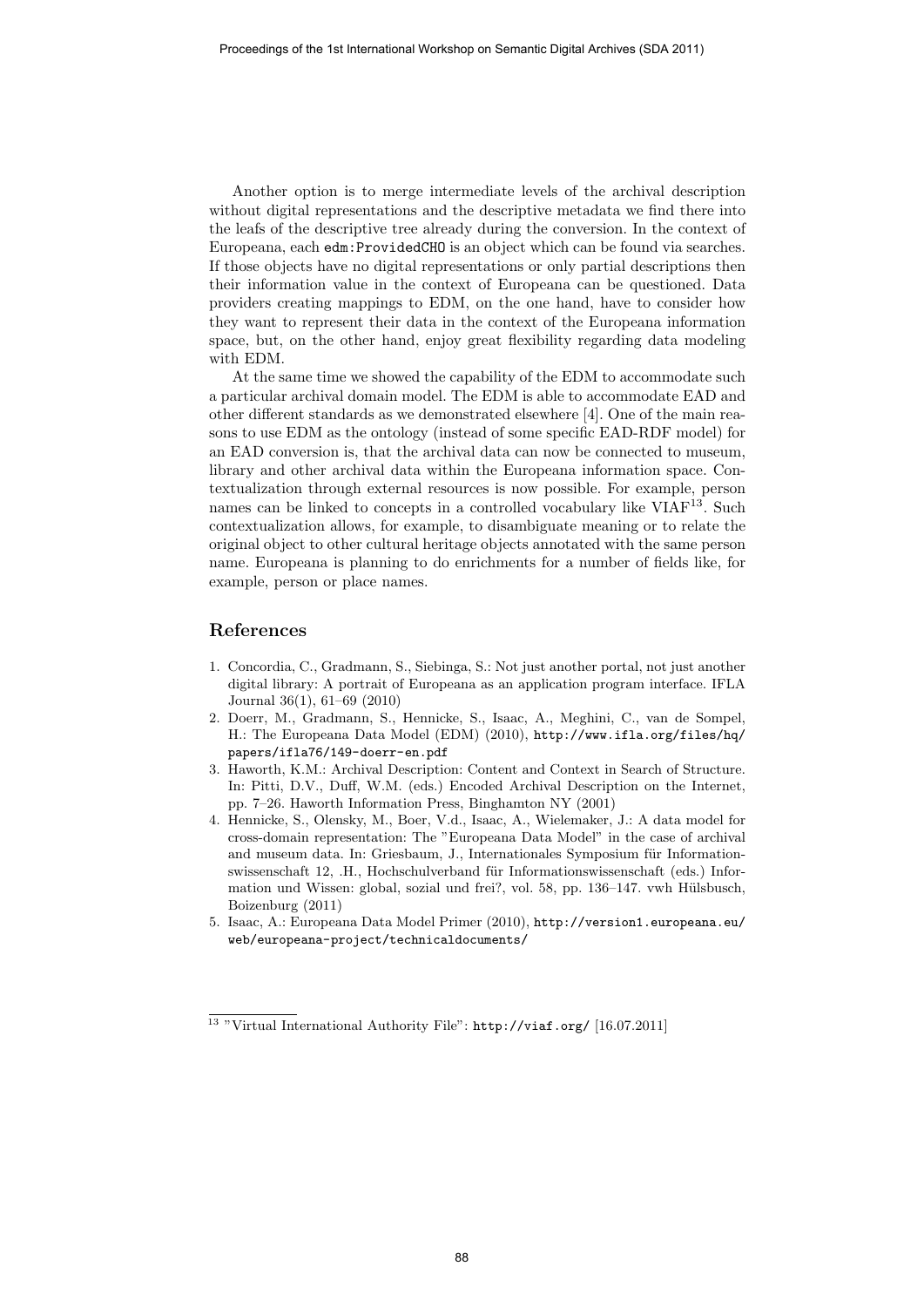Another option is to merge intermediate levels of the archival description without digital representations and the descriptive metadata we find there into the leafs of the descriptive tree already during the conversion. In the context of Europeana, each `edm:ProvidedCHO` is an object which can be found via searches. If those objects have no digital representations or only partial descriptions then their information value in the context of Europeana can be questioned. Data providers creating mappings to EDM, on the one hand, have to consider how they want to represent their data in the context of the Europeana information space, but, on the other hand, enjoy great flexibility regarding data modeling with EDM.

At the same time we showed the capability of the EDM to accommodate such a particular archival domain model. The EDM is able to accommodate EAD and other different standards as we demonstrated elsewhere [4]. One of the main reasons to use EDM as the ontology (instead of some specific EAD-RDF model) for an EAD conversion is, that the archival data can now be connected to museum, library and other archival data within the Europeana information space. Contextualization through external resources is now possible. For example, person names can be linked to concepts in a controlled vocabulary like VIAF[13]. Such contextualization allows, for example, to disambiguate meaning or to relate the original object to other cultural heritage objects annotated with the same person name. Europeana is planning to do enrichments for a number of fields like, for example, person or place names.

## References

1. Concordia, C., Gradmann, S., Siebinga, S.: Not just another portal, not just another digital library: A portrait of Europeana as an application program interface. IFLA Journal 36(1), 61–69 (2010)
2. Doerr, M., Gradmann, S., Hennicke, S., Isaac, A., Meghini, C., van de Sompel, H.: The Europeana Data Model (EDM) (2010), http://www.ifla.org/files/hq/papers/ifla76/149-doerr-en.pdf
3. Haworth, K.M.: Archival Description: Content and Context in Search of Structure. In: Pitti, D.V., Duff, W.M. (eds.) Encoded Archival Description on the Internet, pp. 7–26. Haworth Information Press, Binghamton NY (2001)
4. Hennicke, S., Olensky, M., Boer, V.d., Isaac, A., Wielemaker, J.: A data model for cross-domain representation: The "Europeana Data Model" in the case of archival and museum data. In: Griesbaum, J., Internationales Symposium für Informationswissenschaft 12, .H., Hochschulverband für Informationswissenschaft (eds.) Information und Wissen: global, sozial und frei?, vol. 58, pp. 136–147. vwh Hülsbusch, Boizenburg (2011)
5. Isaac, A.: Europeana Data Model Primer (2010), http://version1.europeana.eu/web/europeana-project/technicaldocuments/

[13] "Virtual International Authority File": http://viaf.org/ [16.07.2011]